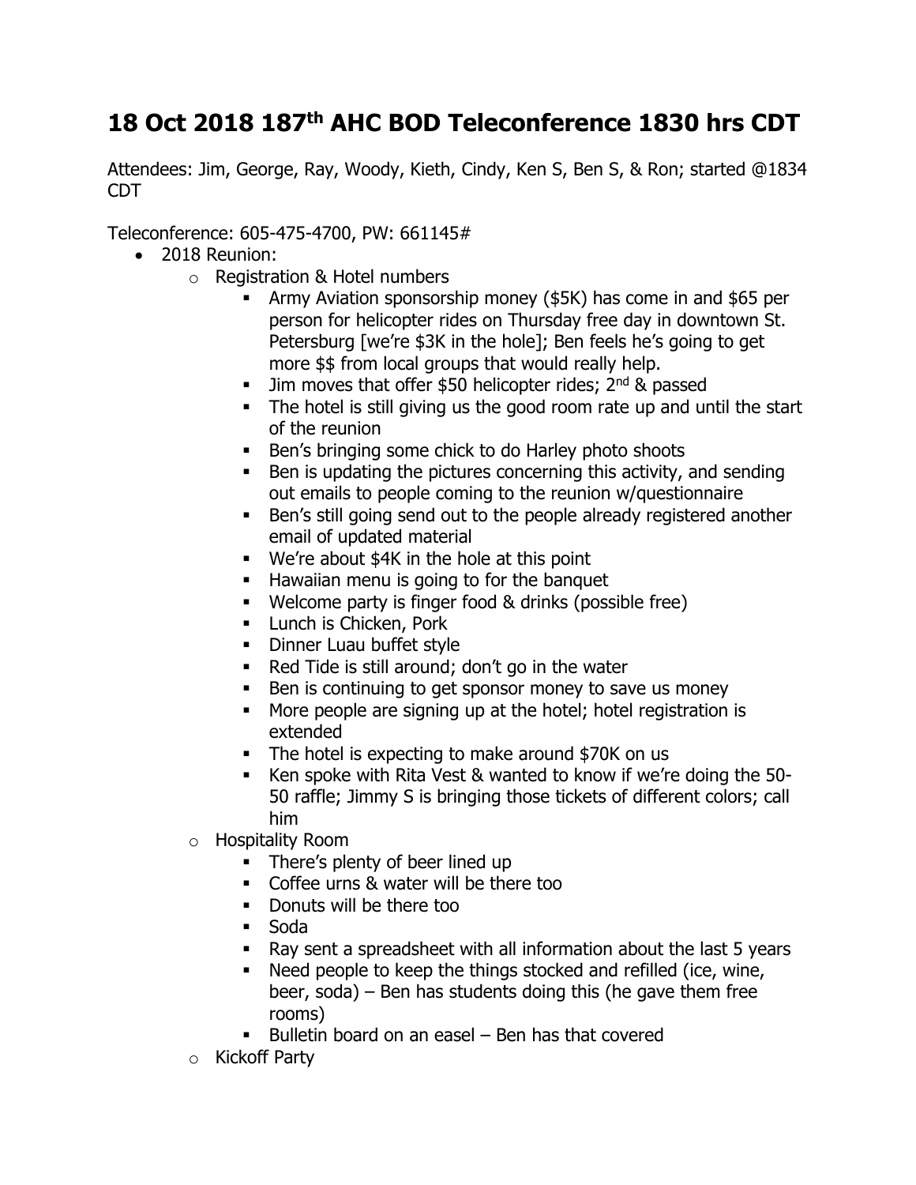# 18 Oct 2018 187th AHC BOD Teleconference 1830 hrs CDT

Attendees: Jim, George, Ray, Woody, Kieth, Cindy, Ken S, Ben S, & Ron; started @1834 CDT

Teleconference: 605-475-4700, PW: 661145#

- 2018 Reunion:
  - Registration & Hotel numbers
    - Army Aviation sponsorship money ($5K) has come in and $65 per person for helicopter rides on Thursday free day in downtown St. Petersburg [we're $3K in the hole]; Ben feels he's going to get more $$ from local groups that would really help.
    - Jim moves that offer $50 helicopter rides; 2nd & passed
    - The hotel is still giving us the good room rate up and until the start of the reunion
    - Ben's bringing some chick to do Harley photo shoots
    - Ben is updating the pictures concerning this activity, and sending out emails to people coming to the reunion w/questionnaire
    - Ben's still going send out to the people already registered another email of updated material
    - We're about $4K in the hole at this point
    - Hawaiian menu is going to for the banquet
    - Welcome party is finger food & drinks (possible free)
    - Lunch is Chicken, Pork
    - Dinner Luau buffet style
    - Red Tide is still around; don't go in the water
    - Ben is continuing to get sponsor money to save us money
    - More people are signing up at the hotel; hotel registration is extended
    - The hotel is expecting to make around $70K on us
    - Ken spoke with Rita Vest & wanted to know if we're doing the 50-50 raffle; Jimmy S is bringing those tickets of different colors; call him
  - Hospitality Room
    - There's plenty of beer lined up
    - Coffee urns & water will be there too
    - Donuts will be there too
    - Soda
    - Ray sent a spreadsheet with all information about the last 5 years
    - Need people to keep the things stocked and refilled (ice, wine, beer, soda) – Ben has students doing this (he gave them free rooms)
    - Bulletin board on an easel – Ben has that covered
  - Kickoff Party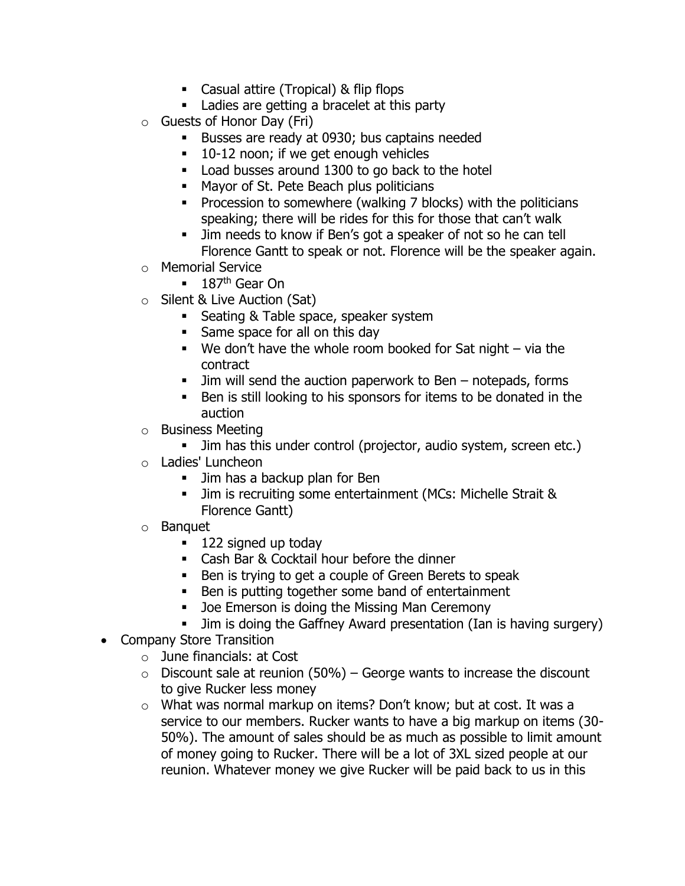- Casual attire (Tropical) & flip flops
        - Ladies are getting a bracelet at this party
    - Guests of Honor Day (Fri)
        - Busses are ready at 0930; bus captains needed
        - 10-12 noon; if we get enough vehicles
        - Load busses around 1300 to go back to the hotel
        - Mayor of St. Pete Beach plus politicians
        - Procession to somewhere (walking 7 blocks) with the politicians speaking; there will be rides for this for those that can't walk
        - Jim needs to know if Ben's got a speaker of not so he can tell Florence Gantt to speak or not. Florence will be the speaker again.
    - Memorial Service
        - 187th Gear On
    - Silent & Live Auction (Sat)
        - Seating & Table space, speaker system
        - Same space for all on this day
        - We don't have the whole room booked for Sat night – via the contract
        - Jim will send the auction paperwork to Ben – notepads, forms
        - Ben is still looking to his sponsors for items to be donated in the auction
    - Business Meeting
        - Jim has this under control (projector, audio system, screen etc.)
    - Ladies' Luncheon
        - Jim has a backup plan for Ben
        - Jim is recruiting some entertainment (MCs: Michelle Strait & Florence Gantt)
    - Banquet
        - 122 signed up today
        - Cash Bar & Cocktail hour before the dinner
        - Ben is trying to get a couple of Green Berets to speak
        - Ben is putting together some band of entertainment
        - Joe Emerson is doing the Missing Man Ceremony
        - Jim is doing the Gaffney Award presentation (Ian is having surgery)
- Company Store Transition
    - June financials: at Cost
    - Discount sale at reunion (50%) – George wants to increase the discount to give Rucker less money
    - What was normal markup on items? Don't know; but at cost. It was a service to our members. Rucker wants to have a big markup on items (30-50%). The amount of sales should be as much as possible to limit amount of money going to Rucker. There will be a lot of 3XL sized people at our reunion. Whatever money we give Rucker will be paid back to us in this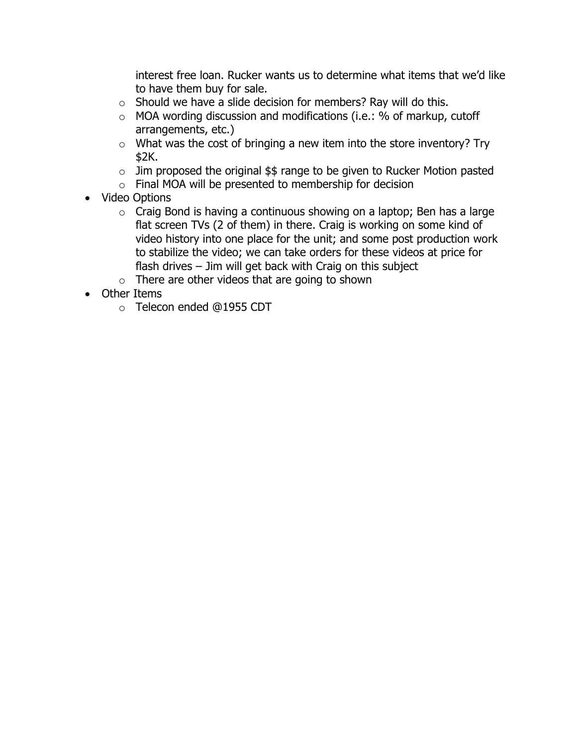interest free loan. Rucker wants us to determine what items that we'd like to have them buy for sale.
  - Should we have a slide decision for members? Ray will do this.
  - MOA wording discussion and modifications (i.e.: % of markup, cutoff arrangements, etc.)
  - What was the cost of bringing a new item into the store inventory? Try $2K.
  - Jim proposed the original $$ range to be given to Rucker Motion pasted
  - Final MOA will be presented to membership for decision
- Video Options
  - Craig Bond is having a continuous showing on a laptop; Ben has a large flat screen TVs (2 of them) in there. Craig is working on some kind of video history into one place for the unit; and some post production work to stabilize the video; we can take orders for these videos at price for flash drives – Jim will get back with Craig on this subject
  - There are other videos that are going to shown
- Other Items
  - Telecon ended @1955 CDT